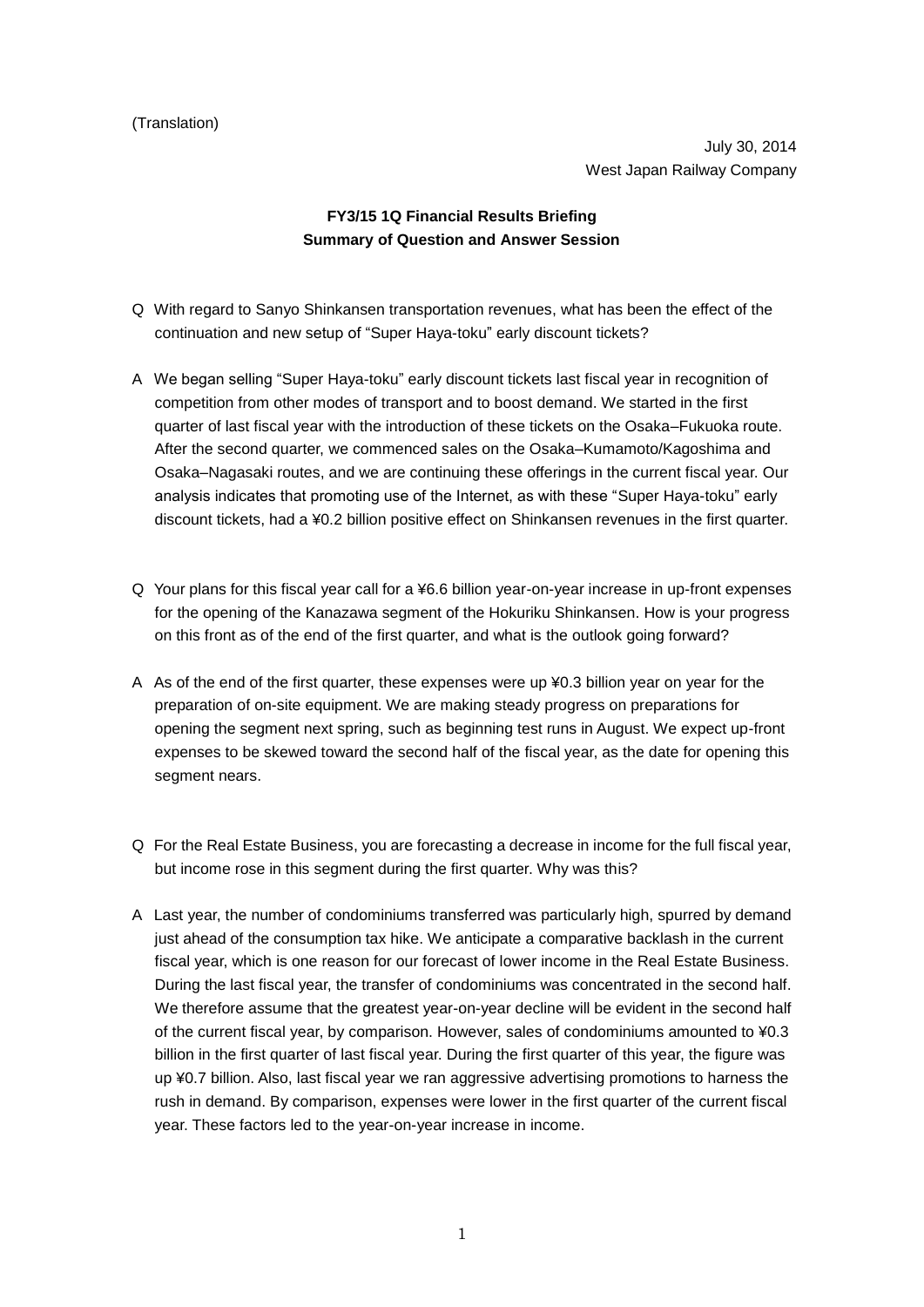(Translation)

July 30, 2014
West Japan Railway Company

**FY3/15 1Q Financial Results Briefing**
**Summary of Question and Answer Session**

Q With regard to Sanyo Shinkansen transportation revenues, what has been the effect of the continuation and new setup of "Super Haya-toku" early discount tickets?

A We began selling "Super Haya-toku" early discount tickets last fiscal year in recognition of competition from other modes of transport and to boost demand. We started in the first quarter of last fiscal year with the introduction of these tickets on the Osaka–Fukuoka route. After the second quarter, we commenced sales on the Osaka–Kumamoto/Kagoshima and Osaka–Nagasaki routes, and we are continuing these offerings in the current fiscal year. Our analysis indicates that promoting use of the Internet, as with these "Super Haya-toku" early discount tickets, had a ¥0.2 billion positive effect on Shinkansen revenues in the first quarter.

Q Your plans for this fiscal year call for a ¥6.6 billion year-on-year increase in up-front expenses for the opening of the Kanazawa segment of the Hokuriku Shinkansen. How is your progress on this front as of the end of the first quarter, and what is the outlook going forward?

A As of the end of the first quarter, these expenses were up ¥0.3 billion year on year for the preparation of on-site equipment. We are making steady progress on preparations for opening the segment next spring, such as beginning test runs in August. We expect up-front expenses to be skewed toward the second half of the fiscal year, as the date for opening this segment nears.

Q For the Real Estate Business, you are forecasting a decrease in income for the full fiscal year, but income rose in this segment during the first quarter. Why was this?

A Last year, the number of condominiums transferred was particularly high, spurred by demand just ahead of the consumption tax hike. We anticipate a comparative backlash in the current fiscal year, which is one reason for our forecast of lower income in the Real Estate Business. During the last fiscal year, the transfer of condominiums was concentrated in the second half. We therefore assume that the greatest year-on-year decline will be evident in the second half of the current fiscal year, by comparison. However, sales of condominiums amounted to ¥0.3 billion in the first quarter of last fiscal year. During the first quarter of this year, the figure was up ¥0.7 billion. Also, last fiscal year we ran aggressive advertising promotions to harness the rush in demand. By comparison, expenses were lower in the first quarter of the current fiscal year. These factors led to the year-on-year increase in income.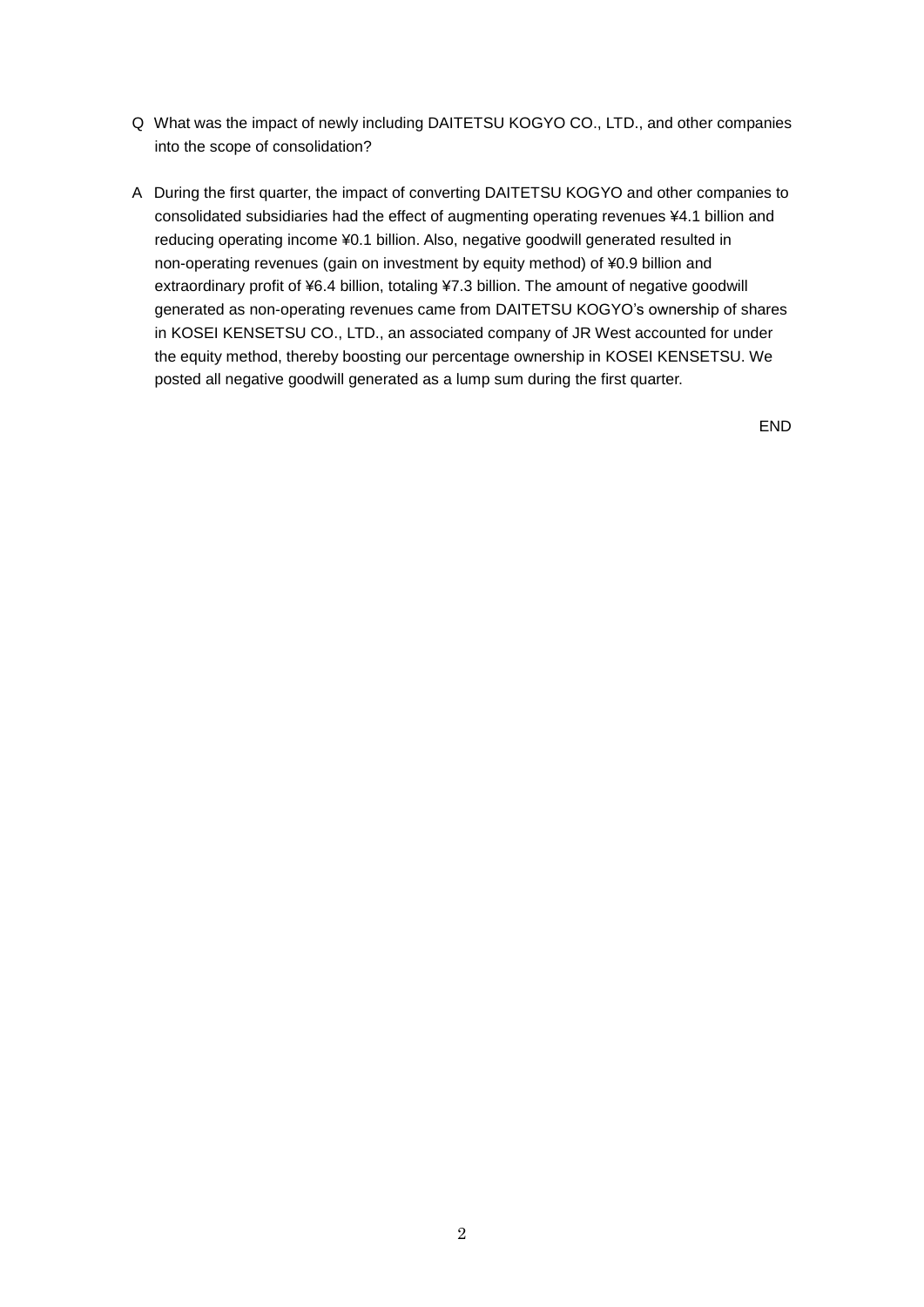Q What was the impact of newly including DAITETSU KOGYO CO., LTD., and other companies into the scope of consolidation?

A During the first quarter, the impact of converting DAITETSU KOGYO and other companies to consolidated subsidiaries had the effect of augmenting operating revenues ¥4.1 billion and reducing operating income ¥0.1 billion. Also, negative goodwill generated resulted in non-operating revenues (gain on investment by equity method) of ¥0.9 billion and extraordinary profit of ¥6.4 billion, totaling ¥7.3 billion. The amount of negative goodwill generated as non-operating revenues came from DAITETSU KOGYO's ownership of shares in KOSEI KENSETSU CO., LTD., an associated company of JR West accounted for under the equity method, thereby boosting our percentage ownership in KOSEI KENSETSU. We posted all negative goodwill generated as a lump sum during the first quarter.

END